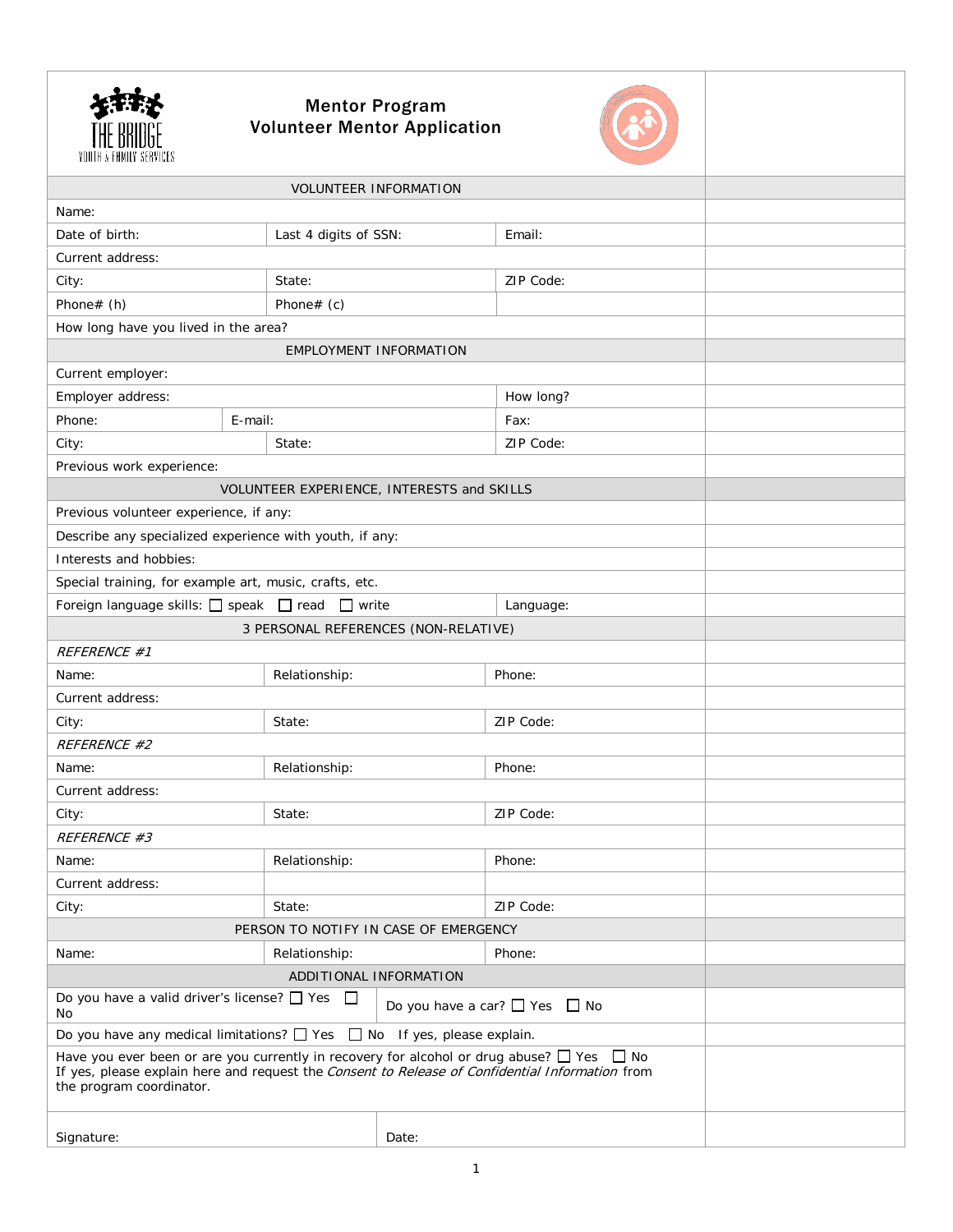THE BRIDGE
YOUTH & FAMILY SERVICES

# Mentor Program
## Volunteer Mentor Application

| VOLUNTEER INFORMATION | | |
|---|---|---|
| Name: | | |
| Date of birth: | Last 4 digits of SSN: | Email: |
| Current address: | | |
| City: | State: | ZIP Code: |
| Phone# (h) | Phone# (c) | |
| How long have you lived in the area? | | |
| **EMPLOYMENT INFORMATION** | | |
| Current employer: | | |
| Employer address: | | How long? |
| Phone: | E-mail: | Fax: |
| City: | State: | ZIP Code: |
| Previous work experience: | | |
| **VOLUNTEER EXPERIENCE, INTERESTS and SKILLS** | | |
| Previous volunteer experience, if any: | | |
| Describe any specialized experience with youth, if any: | | |
| Interests and hobbies: | | |
| Special training, for example art, music, crafts, etc. | | |
| Foreign language skills: ☐ speak ☐ read ☐ write | | Language: |
| **3 PERSONAL REFERENCES (NON-RELATIVE)** | | |
| *REFERENCE #1* | | |
| Name: | Relationship: | Phone: |
| Current address: | | |
| City: | State: | ZIP Code: |
| *REFERENCE #2* | | |
| Name: | Relationship: | Phone: |
| Current address: | | |
| City: | State: | ZIP Code: |
| *REFERENCE #3* | | |
| Name: | Relationship: | Phone: |
| Current address: | | |
| City: | State: | ZIP Code: |
| **PERSON TO NOTIFY IN CASE OF EMERGENCY** | | |
| Name: | Relationship: | Phone: |
| **ADDITIONAL INFORMATION** | | |
| Do you have a valid driver's license? ☐ Yes ☐ No | Do you have a car? ☐ Yes ☐ No | |
| Do you have any medical limitations? ☐ Yes ☐ No If yes, please explain. | | |
| Have you ever been or are you currently in recovery for alcohol or drug abuse? ☐ Yes ☐ No If yes, please explain here and request the *Consent to Release of Confidential Information* from the program coordinator. | | |
| Signature: | Date: | |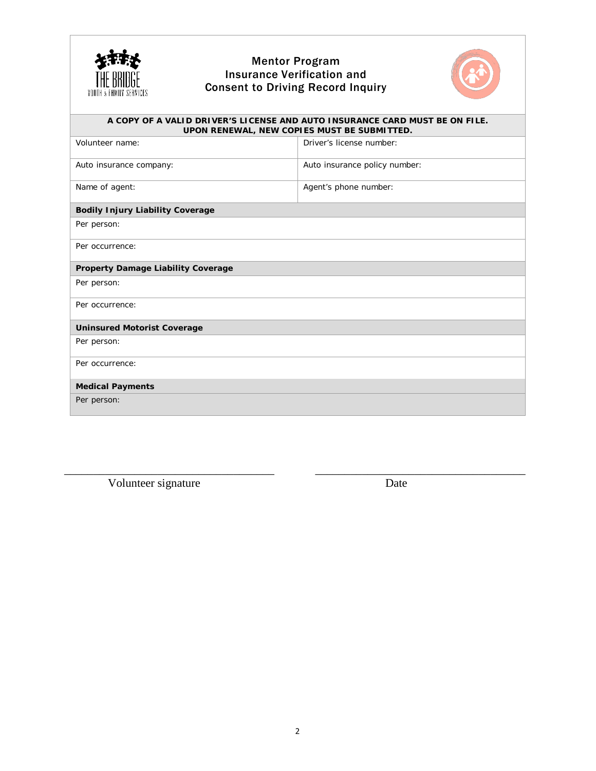# Mentor Program
## Insurance Verification and Consent to Driving Record Inquiry

**A COPY OF A VALID DRIVER'S LICENSE AND AUTO INSURANCE CARD MUST BE ON FILE. UPON RENEWAL, NEW COPIES MUST BE SUBMITTED.**

| Volunteer name: | Driver's license number: |
|---|---|
| Auto insurance company: | Auto insurance policy number: |
| Name of agent: | Agent's phone number: |

**Bodily Injury Liability Coverage**

Per person:

Per occurrence:

**Property Damage Liability Coverage**

Per person:

Per occurrence:

**Uninsured Motorist Coverage**

Per person:

Per occurrence:

**Medical Payments**

Per person:

\_\_\_\_\_\_\_\_\_\_\_\_\_\_\_\_\_\_\_\_\_\_\_\_\_\_\_\_\_\_ \_\_\_\_\_\_\_\_\_\_\_\_\_\_\_\_\_\_\_\_\_\_\_\_\_\_\_\_\_\_

Volunteer signature Date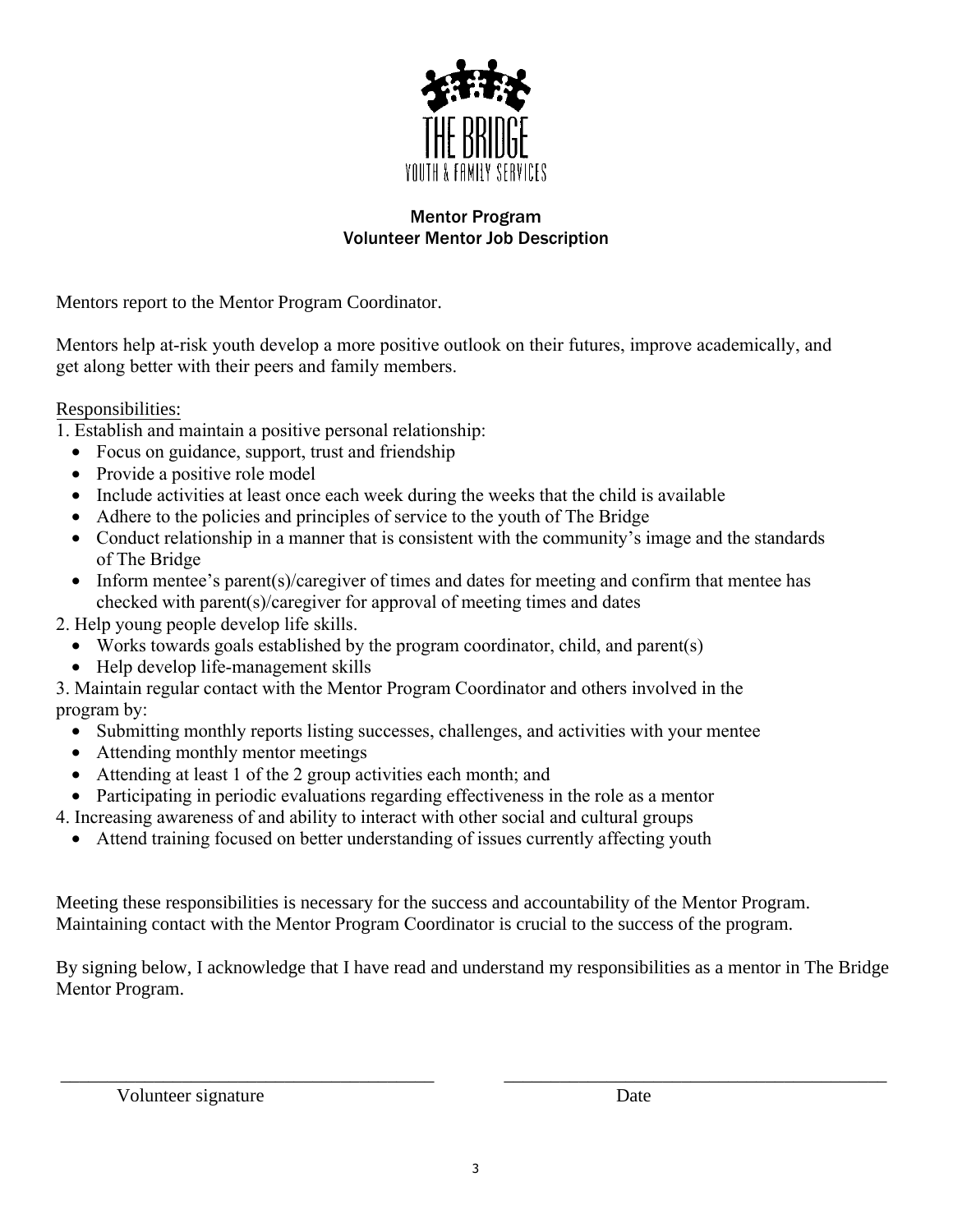THE BRIDGE
YOUTH & FAMILY SERVICES

## Mentor Program
## Volunteer Mentor Job Description

Mentors report to the Mentor Program Coordinator.

Mentors help at-risk youth develop a more positive outlook on their futures, improve academically, and get along better with their peers and family members.

Responsibilities:

1. Establish and maintain a positive personal relationship:
   - Focus on guidance, support, trust and friendship
   - Provide a positive role model
   - Include activities at least once each week during the weeks that the child is available
   - Adhere to the policies and principles of service to the youth of The Bridge
   - Conduct relationship in a manner that is consistent with the community's image and the standards of The Bridge
   - Inform mentee's parent(s)/caregiver of times and dates for meeting and confirm that mentee has checked with parent(s)/caregiver for approval of meeting times and dates
2. Help young people develop life skills.
   - Works towards goals established by the program coordinator, child, and parent(s)
   - Help develop life-management skills
3. Maintain regular contact with the Mentor Program Coordinator and others involved in the program by:
   - Submitting monthly reports listing successes, challenges, and activities with your mentee
   - Attending monthly mentor meetings
   - Attending at least 1 of the 2 group activities each month; and
   - Participating in periodic evaluations regarding effectiveness in the role as a mentor
4. Increasing awareness of and ability to interact with other social and cultural groups
   - Attend training focused on better understanding of issues currently affecting youth

Meeting these responsibilities is necessary for the success and accountability of the Mentor Program. Maintaining contact with the Mentor Program Coordinator is crucial to the success of the program.

By signing below, I acknowledge that I have read and understand my responsibilities as a mentor in The Bridge Mentor Program.

\_\_\_\_\_\_\_\_\_\_\_\_\_\_\_\_\_\_\_\_\_\_\_\_\_\_\_\_\_\_\_\_\_\_\_\_\_\_ \_\_\_\_\_\_\_\_\_\_\_\_\_\_\_\_\_\_\_\_\_\_\_\_\_\_\_\_\_\_\_\_\_\_\_\_\_\_

Volunteer signature Date